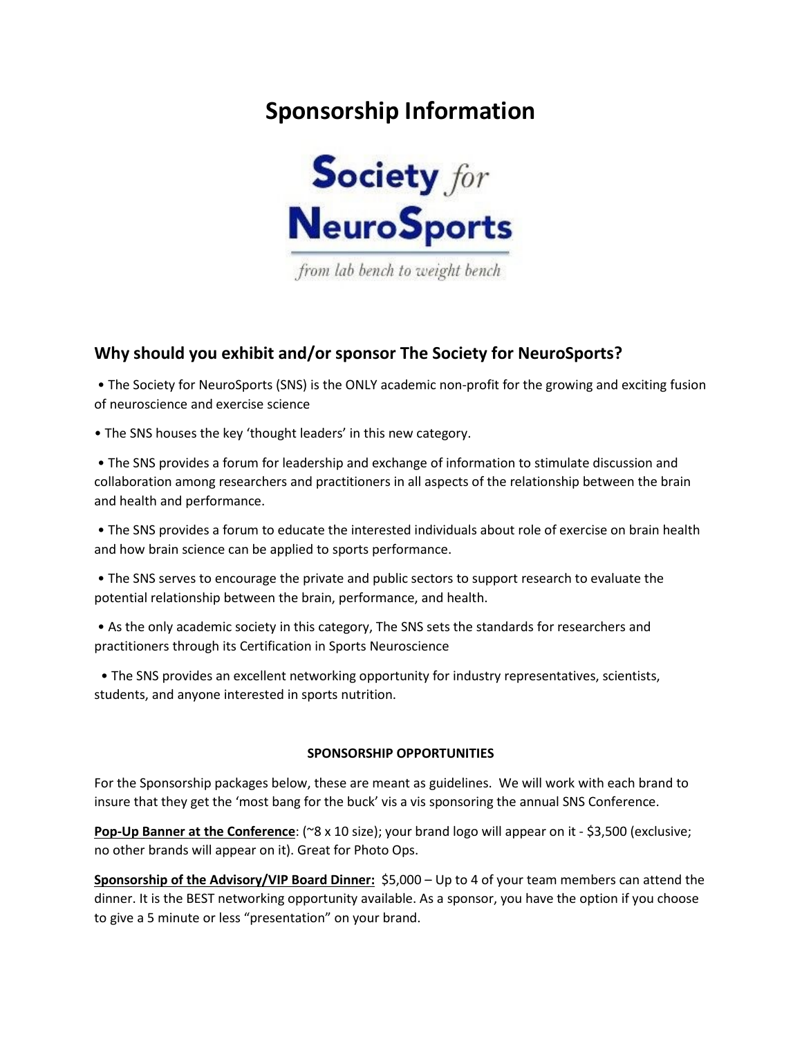# Sponsorship Information

Society for NeuroSports

*from lab bench to weight bench*

## Why should you exhibit and/or sponsor The Society for NeuroSports?

- The Society for NeuroSports (SNS) is the ONLY academic non-profit for the growing and exciting fusion of neuroscience and exercise science
- The SNS houses the key 'thought leaders' in this new category.
- The SNS provides a forum for leadership and exchange of information to stimulate discussion and collaboration among researchers and practitioners in all aspects of the relationship between the brain and health and performance.
- The SNS provides a forum to educate the interested individuals about role of exercise on brain health and how brain science can be applied to sports performance.
- The SNS serves to encourage the private and public sectors to support research to evaluate the potential relationship between the brain, performance, and health.
- As the only academic society in this category, The SNS sets the standards for researchers and practitioners through its Certification in Sports Neuroscience
- The SNS provides an excellent networking opportunity for industry representatives, scientists, students, and anyone interested in sports nutrition.

**SPONSORSHIP OPPORTUNITIES**

For the Sponsorship packages below, these are meant as guidelines. We will work with each brand to insure that they get the 'most bang for the buck' vis a vis sponsoring the annual SNS Conference.

**Pop-Up Banner at the Conference**: (~8 x 10 size); your brand logo will appear on it - $3,500 (exclusive; no other brands will appear on it). Great for Photo Ops.

**Sponsorship of the Advisory/VIP Board Dinner:** $5,000 – Up to 4 of your team members can attend the dinner. It is the BEST networking opportunity available. As a sponsor, you have the option if you choose to give a 5 minute or less "presentation" on your brand.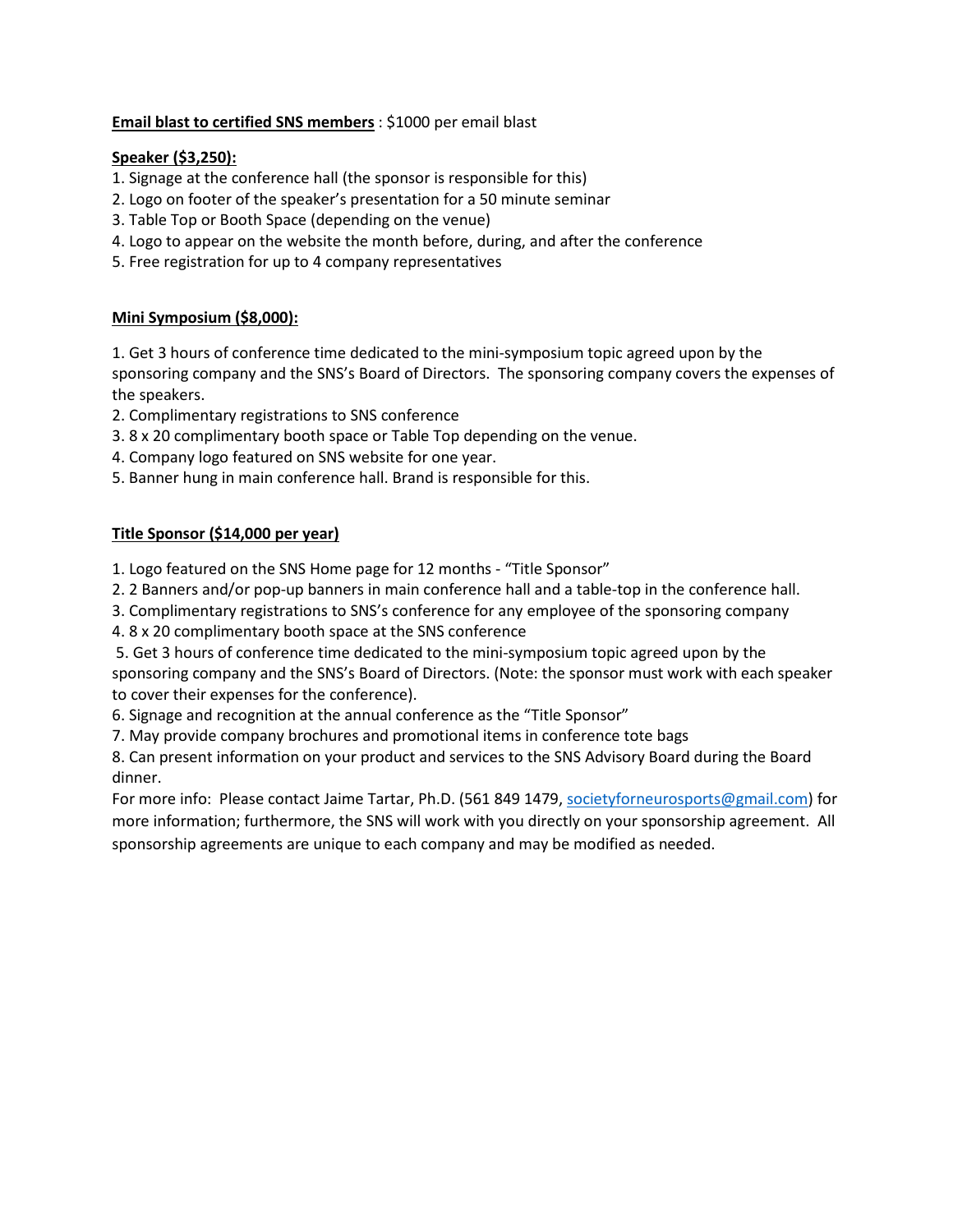**Email blast to certified SNS members** : $1000 per email blast

**Speaker ($3,250):**

1. Signage at the conference hall (the sponsor is responsible for this)
2. Logo on footer of the speaker's presentation for a 50 minute seminar
3. Table Top or Booth Space (depending on the venue)
4. Logo to appear on the website the month before, during, and after the conference
5. Free registration for up to 4 company representatives

**Mini Symposium ($8,000):**

1. Get 3 hours of conference time dedicated to the mini-symposium topic agreed upon by the sponsoring company and the SNS's Board of Directors. The sponsoring company covers the expenses of the speakers.
2. Complimentary registrations to SNS conference
3. 8 x 20 complimentary booth space or Table Top depending on the venue.
4. Company logo featured on SNS website for one year.
5. Banner hung in main conference hall. Brand is responsible for this.

**Title Sponsor ($14,000 per year)**

1. Logo featured on the SNS Home page for 12 months - "Title Sponsor"
2. 2 Banners and/or pop-up banners in main conference hall and a table-top in the conference hall.
3. Complimentary registrations to SNS's conference for any employee of the sponsoring company
4. 8 x 20 complimentary booth space at the SNS conference
5. Get 3 hours of conference time dedicated to the mini-symposium topic agreed upon by the sponsoring company and the SNS's Board of Directors. (Note: the sponsor must work with each speaker to cover their expenses for the conference).
6. Signage and recognition at the annual conference as the "Title Sponsor"
7. May provide company brochures and promotional items in conference tote bags
8. Can present information on your product and services to the SNS Advisory Board during the Board dinner.

For more info: Please contact Jaime Tartar, Ph.D. (561 849 1479, societyforneurosports@gmail.com) for more information; furthermore, the SNS will work with you directly on your sponsorship agreement. All sponsorship agreements are unique to each company and may be modified as needed.